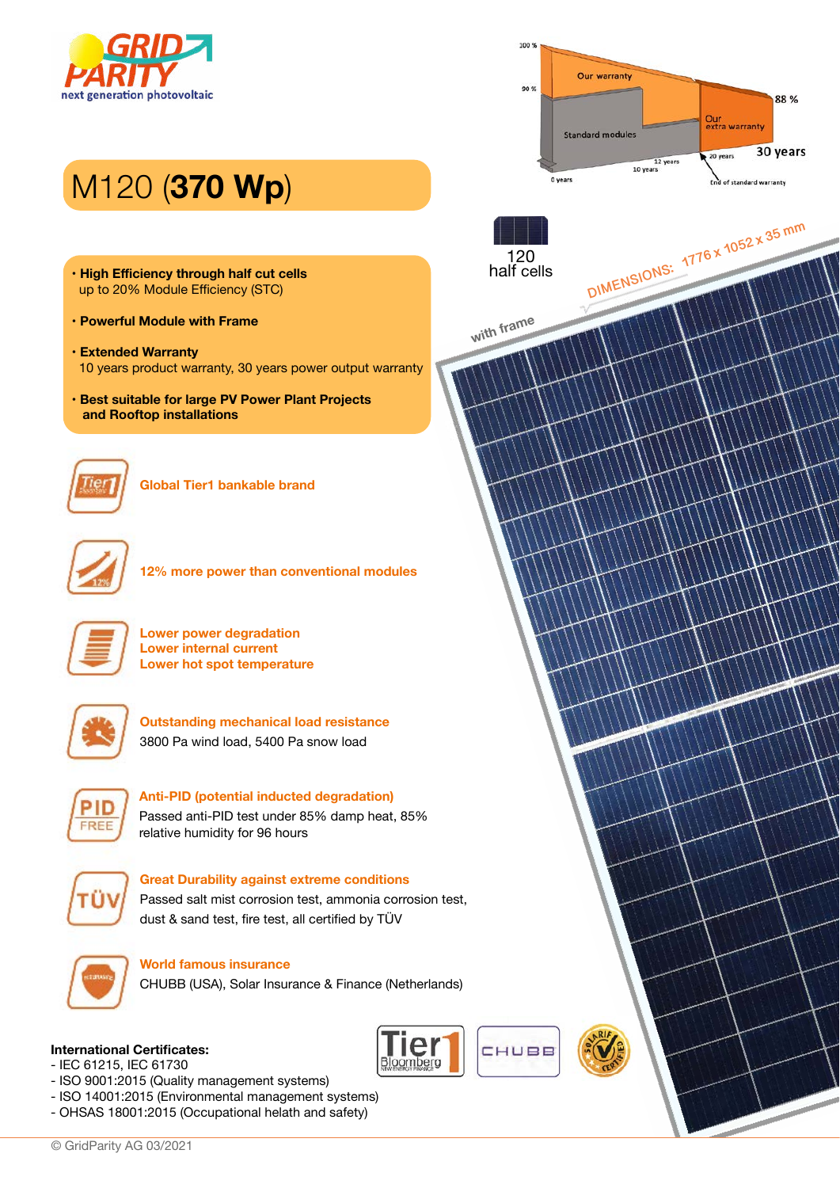GRID PARITY
next generation photovoltaic

# M120 (**370 Wp**)

Our warranty

Standard modules

Our extra warranty

100 %
90 %
88 %
0 years
10 years
12 years
20 years
30 years
End of standard warranty

120 half cells

DIMENSIONS: 1776 x 1052 x 35 mm

with frame

- **High Efficiency through half cut cells**
  up to 20% Module Efficiency (STC)
- **Powerful Module with Frame**
- **Extended Warranty**
  10 years product warranty, 30 years power output warranty
- **Best suitable for large PV Power Plant Projects and Rooftop installations**

**Global Tier1 bankable brand**

**12% more power than conventional modules**

**Lower power degradation**
**Lower internal current**
**Lower hot spot temperature**

**Outstanding mechanical load resistance**
3800 Pa wind load, 5400 Pa snow load

**Anti-PID (potential inducted degradation)**
Passed anti-PID test under 85% damp heat, 85% relative humidity for 96 hours

**Great Durability against extreme conditions**
Passed salt mist corrosion test, ammonia corrosion test, dust & sand test, fire test, all certified by TÜV

**World famous insurance**
CHUBB (USA), Solar Insurance & Finance (Netherlands)

**International Certificates:**
- IEC 61215, IEC 61730
- ISO 9001:2015 (Quality management systems)
- ISO 14001:2015 (Environmental management systems)
- OHSAS 18001:2015 (Occupational helath and safety)

Tier1 Bloomberg NEW ENERGY FINANCE

CHUBB

SOLARIF CERTIFIED

© GridParity AG 03/2021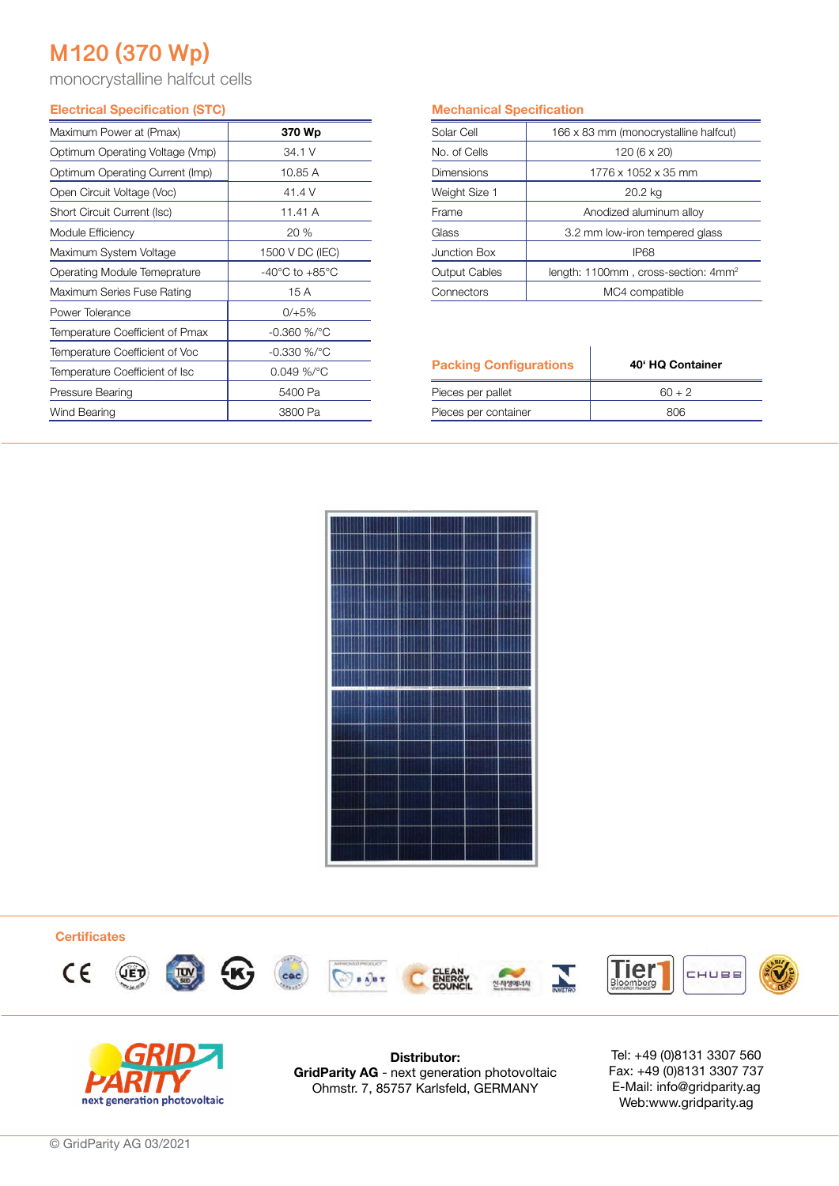# M120 (370 Wp)

monocrystalline halfcut cells

## Electrical Specification (STC)

| | |
|---|---|
| Maximum Power at (Pmax) | **370 Wp** |
| Optimum Operating Voltage (Vmp) | 34.1 V |
| Optimum Operating Current (Imp) | 10.85 A |
| Open Circuit Voltage (Voc) | 41.4 V |
| Short Circuit Current (Isc) | 11.41 A |
| Module Efficiency | 20 % |
| Maximum System Voltage | 1500 V DC (IEC) |
| Operating Module Temeprature | -40°C to +85°C |
| Maximum Series Fuse Rating | 15 A |
| Power Tolerance | 0/+5% |
| Temperature Coefficient of Pmax | -0.360 %/°C |
| Temperature Coefficient of Voc | -0.330 %/°C |
| Temperature Coefficient of Isc | 0.049 %/°C |
| Pressure Bearing | 5400 Pa |
| Wind Bearing | 3800 Pa |

## Mechanical Specification

| | |
|---|---|
| Solar Cell | 166 x 83 mm (monocrystalline halfcut) |
| No. of Cells | 120 (6 x 20) |
| Dimensions | 1776 x 1052 x 35 mm |
| Weight Size 1 | 20.2 kg |
| Frame | Anodized aluminum alloy |
| Glass | 3.2 mm low-iron tempered glass |
| Junction Box | IP68 |
| Output Cables | length: 1100mm , cross-section: 4mm$^2$ |
| Connectors | MC4 compatible |

| Packing Configurations | 40‘ HQ Container |
|---|---|
| Pieces per pallet | 60 + 2 |
| Pieces per container | 806 |

## Certificates

CE, JET, TÜV SÜD, K, CQC, BABT, CLEAN ENERGY COUNCIL, INMETRO, Tier 1 Bloomberg, CHUBB

GRID PARITY next generation photovoltaic

**Distributor:**
**GridParity AG** - next generation photovoltaic
Ohmstr. 7, 85757 Karlsfeld, GERMANY

Tel: +49 (0)8131 3307 560
Fax: +49 (0)8131 3307 737
E-Mail: info@gridparity.ag
Web:www.gridparity.ag

© GridParity AG 03/2021